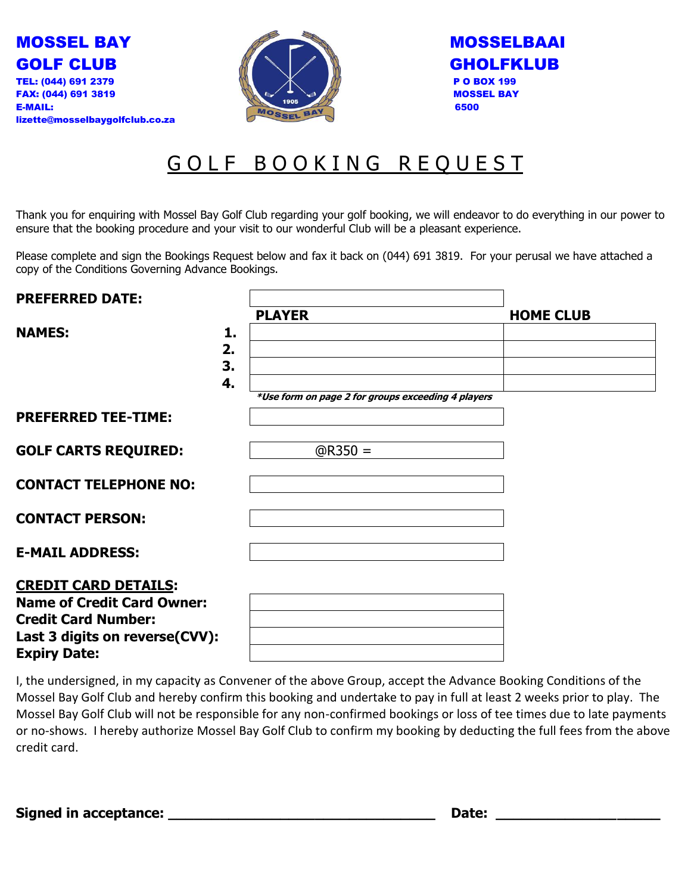**MOSSEL BAY GOLF CLUB**
**TEL: (044) 691 2379**
**FAX: (044) 691 3819**
**E-MAIL: lizette@mosselbaygolfclub.co.za**

**MOSSELBAAI GHOLFKLUB**
**P O BOX 199**
**MOSSEL BAY**
**6500**

# GOLF BOOKING REQUEST

Thank you for enquiring with Mossel Bay Golf Club regarding your golf booking, we will endeavor to do everything in our power to ensure that the booking procedure and your visit to our wonderful Club will be a pleasant experience.

Please complete and sign the Bookings Request below and fax it back on (044) 691 3819. For your perusal we have attached a copy of the Conditions Governing Advance Bookings.

**PREFERRED DATE:** ____________________

| **NAMES:** | **PLAYER** | **HOME CLUB** |
|---|---|---|
| **1.** | | |
| **2.** | | |
| **3.** | | |
| **4.** | | |

***Use form on page 2 for groups exceeding 4 players***

**PREFERRED TEE-TIME:** ____________________

**GOLF CARTS REQUIRED:** @R350 =

**CONTACT TELEPHONE NO:** ____________________

**CONTACT PERSON:** ____________________

**E-MAIL ADDRESS:** ____________________

**CREDIT CARD DETAILS:**
**Name of Credit Card Owner:** ____________________
**Credit Card Number:** ____________________
**Last 3 digits on reverse(CVV):** ____________________
**Expiry Date:** ____________________

I, the undersigned, in my capacity as Convener of the above Group, accept the Advance Booking Conditions of the Mossel Bay Golf Club and hereby confirm this booking and undertake to pay in full at least 2 weeks prior to play. The Mossel Bay Golf Club will not be responsible for any non-confirmed bookings or loss of tee times due to late payments or no-shows. I hereby authorize Mossel Bay Golf Club to confirm my booking by deducting the full fees from the above credit card.

**Signed in acceptance:** ______________________________ **Date:** ____________________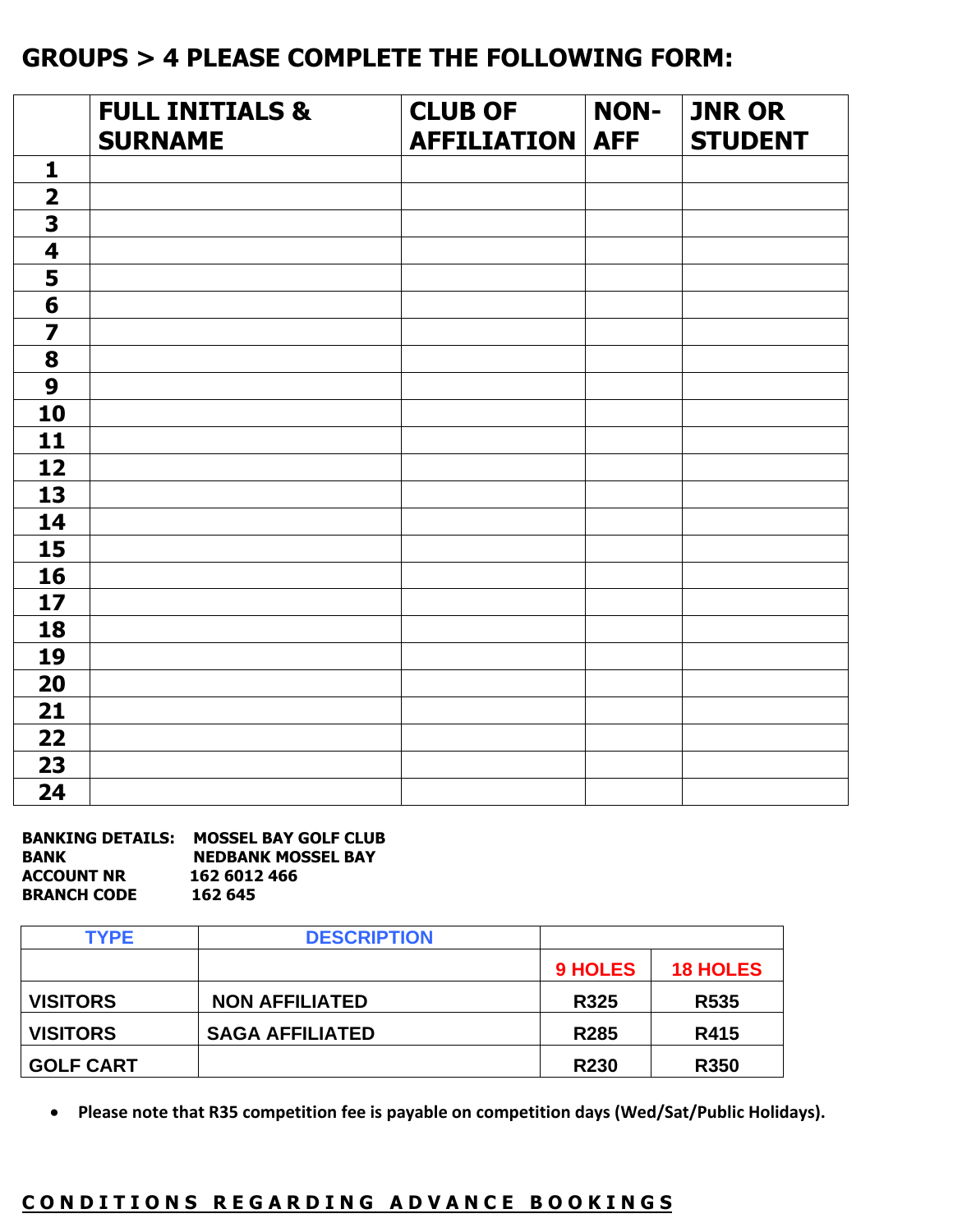## GROUPS > 4 PLEASE COMPLETE THE FOLLOWING FORM:

| | FULL INITIALS & SURNAME | CLUB OF AFFILIATION | NON-AFF | JNR OR STUDENT |
|---|---|---|---|---|
| 1 | | | | |
| 2 | | | | |
| 3 | | | | |
| 4 | | | | |
| 5 | | | | |
| 6 | | | | |
| 7 | | | | |
| 8 | | | | |
| 9 | | | | |
| 10 | | | | |
| 11 | | | | |
| 12 | | | | |
| 13 | | | | |
| 14 | | | | |
| 15 | | | | |
| 16 | | | | |
| 17 | | | | |
| 18 | | | | |
| 19 | | | | |
| 20 | | | | |
| 21 | | | | |
| 22 | | | | |
| 23 | | | | |
| 24 | | | | |

**BANKING DETAILS: MOSSEL BAY GOLF CLUB**
**BANK NEDBANK MOSSEL BAY**
**ACCOUNT NR 162 6012 466**
**BRANCH CODE 162 645**

| TYPE | DESCRIPTION | | |
|---|---|---|---|
| | | 9 HOLES | 18 HOLES |
| VISITORS | NON AFFILIATED | R325 | R535 |
| VISITORS | SAGA AFFILIATED | R285 | R415 |
| GOLF CART | | R230 | R350 |

- **Please note that R35 competition fee is payable on competition days (Wed/Sat/Public Holidays).**

## CONDITIONS REGARDING ADVANCE BOOKINGS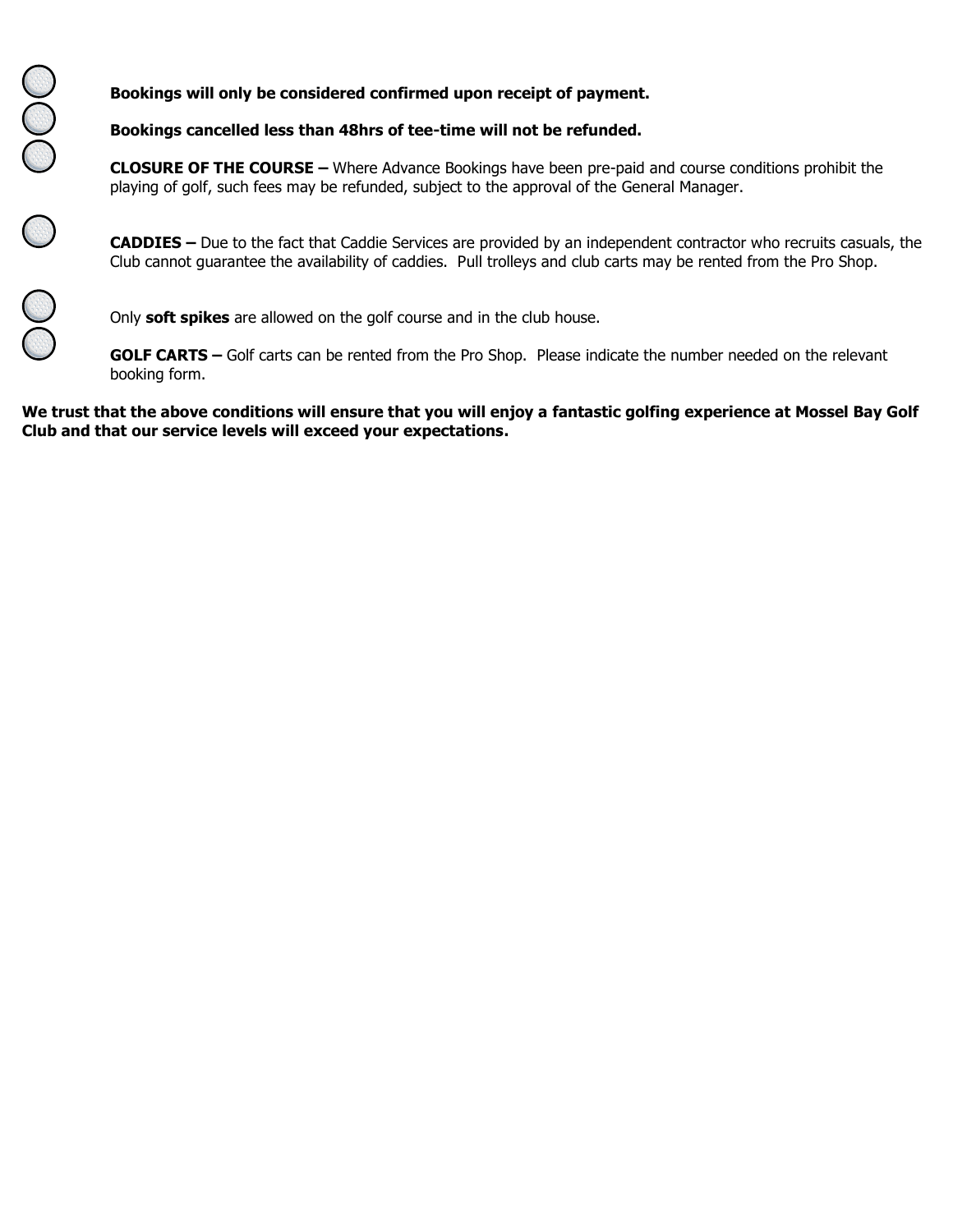**Bookings will only be considered confirmed upon receipt of payment.**

**Bookings cancelled less than 48hrs of tee-time will not be refunded.**

**CLOSURE OF THE COURSE –** Where Advance Bookings have been pre-paid and course conditions prohibit the playing of golf, such fees may be refunded, subject to the approval of the General Manager.

**CADDIES –** Due to the fact that Caddie Services are provided by an independent contractor who recruits casuals, the Club cannot guarantee the availability of caddies. Pull trolleys and club carts may be rented from the Pro Shop.

Only **soft spikes** are allowed on the golf course and in the club house.

**GOLF CARTS –** Golf carts can be rented from the Pro Shop. Please indicate the number needed on the relevant booking form.

**We trust that the above conditions will ensure that you will enjoy a fantastic golfing experience at Mossel Bay Golf Club and that our service levels will exceed your expectations.**